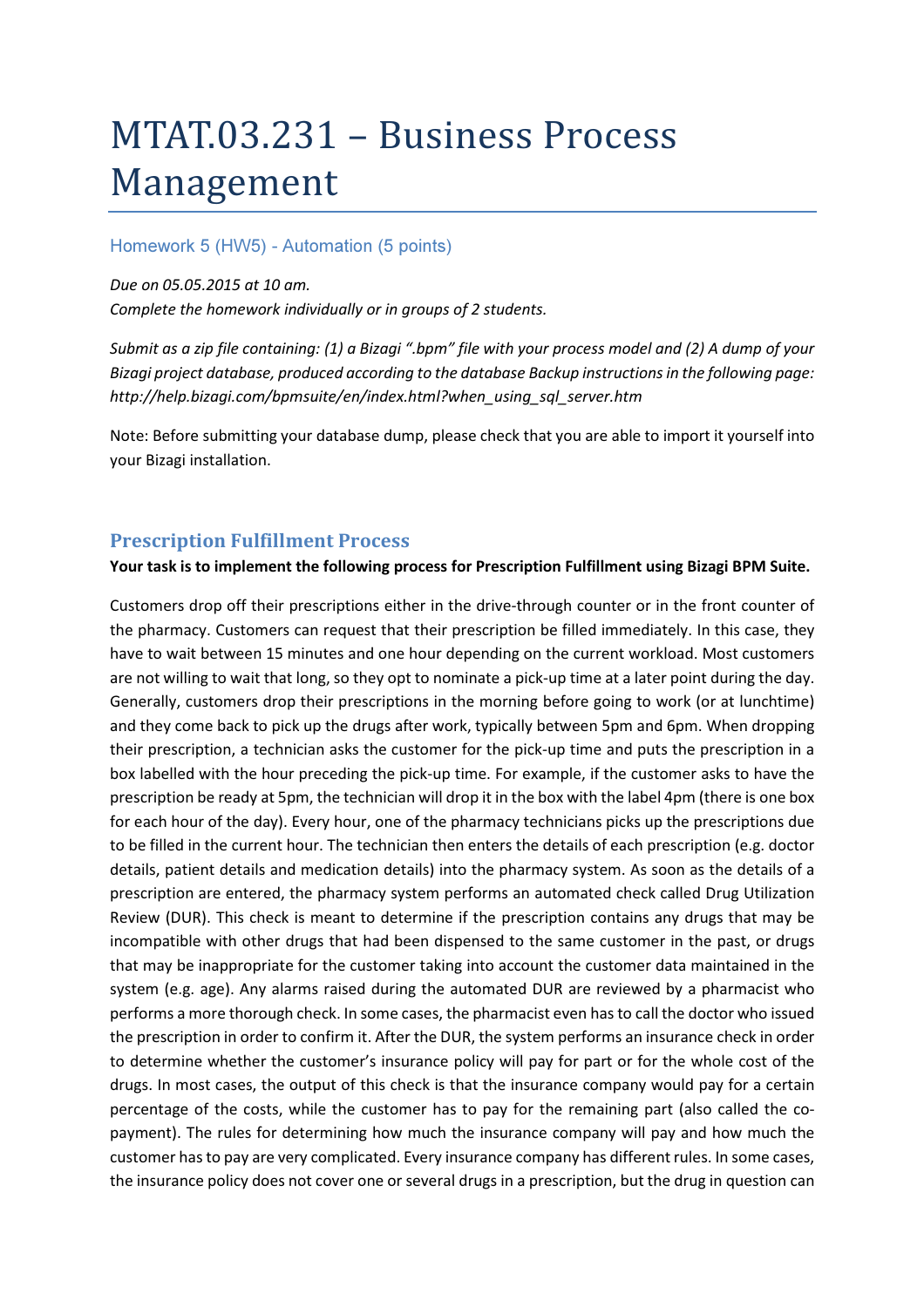# MTAT.03.231 – Business Process Management

## Homework 5 (HW5) - Automation (5 points)

*Due on 05.05.2015 at 10 am.*
*Complete the homework individually or in groups of 2 students.*

*Submit as a zip file containing: (1) a Bizagi ".bpm" file with your process model and (2) A dump of your Bizagi project database, produced according to the database Backup instructions in the following page: http://help.bizagi.com/bpmsuite/en/index.html?when_using_sql_server.htm*

Note: Before submitting your database dump, please check that you are able to import it yourself into your Bizagi installation.

## Prescription Fulfillment Process

**Your task is to implement the following process for Prescription Fulfillment using Bizagi BPM Suite.**

Customers drop off their prescriptions either in the drive-through counter or in the front counter of the pharmacy. Customers can request that their prescription be filled immediately. In this case, they have to wait between 15 minutes and one hour depending on the current workload. Most customers are not willing to wait that long, so they opt to nominate a pick-up time at a later point during the day. Generally, customers drop their prescriptions in the morning before going to work (or at lunchtime) and they come back to pick up the drugs after work, typically between 5pm and 6pm. When dropping their prescription, a technician asks the customer for the pick-up time and puts the prescription in a box labelled with the hour preceding the pick-up time. For example, if the customer asks to have the prescription be ready at 5pm, the technician will drop it in the box with the label 4pm (there is one box for each hour of the day). Every hour, one of the pharmacy technicians picks up the prescriptions due to be filled in the current hour. The technician then enters the details of each prescription (e.g. doctor details, patient details and medication details) into the pharmacy system. As soon as the details of a prescription are entered, the pharmacy system performs an automated check called Drug Utilization Review (DUR). This check is meant to determine if the prescription contains any drugs that may be incompatible with other drugs that had been dispensed to the same customer in the past, or drugs that may be inappropriate for the customer taking into account the customer data maintained in the system (e.g. age). Any alarms raised during the automated DUR are reviewed by a pharmacist who performs a more thorough check. In some cases, the pharmacist even has to call the doctor who issued the prescription in order to confirm it. After the DUR, the system performs an insurance check in order to determine whether the customer's insurance policy will pay for part or for the whole cost of the drugs. In most cases, the output of this check is that the insurance company would pay for a certain percentage of the costs, while the customer has to pay for the remaining part (also called the co-payment). The rules for determining how much the insurance company will pay and how much the customer has to pay are very complicated. Every insurance company has different rules. In some cases, the insurance policy does not cover one or several drugs in a prescription, but the drug in question can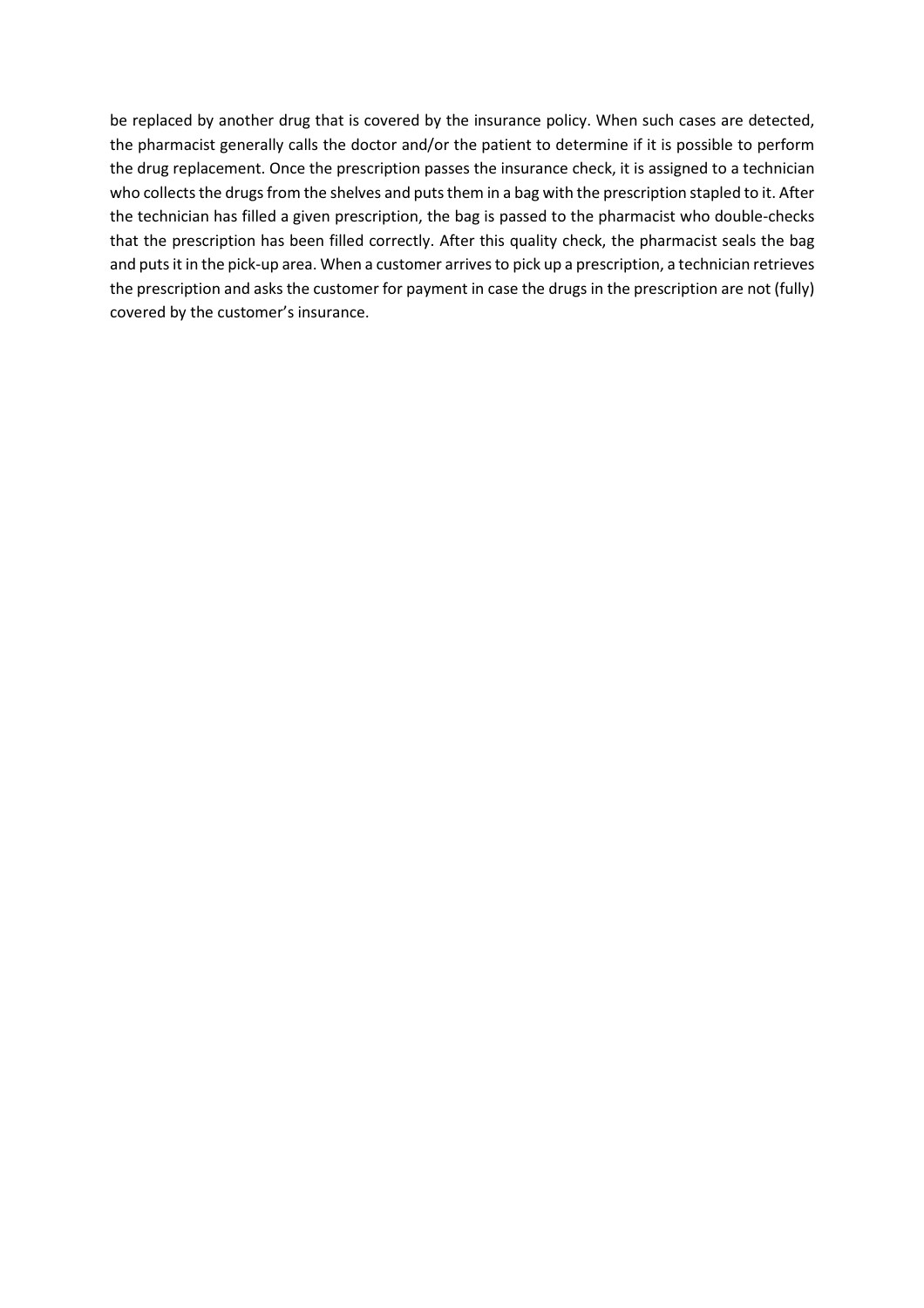be replaced by another drug that is covered by the insurance policy. When such cases are detected, the pharmacist generally calls the doctor and/or the patient to determine if it is possible to perform the drug replacement. Once the prescription passes the insurance check, it is assigned to a technician who collects the drugs from the shelves and puts them in a bag with the prescription stapled to it. After the technician has filled a given prescription, the bag is passed to the pharmacist who double-checks that the prescription has been filled correctly. After this quality check, the pharmacist seals the bag and puts it in the pick-up area. When a customer arrives to pick up a prescription, a technician retrieves the prescription and asks the customer for payment in case the drugs in the prescription are not (fully) covered by the customer's insurance.